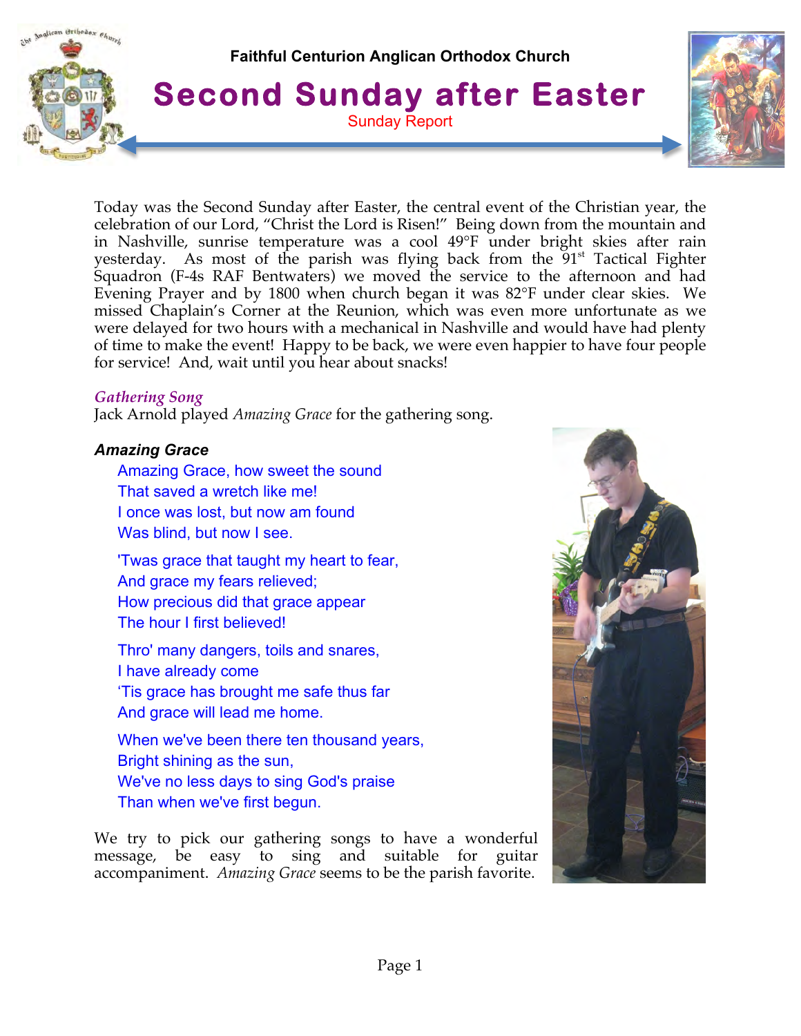Faithful Centurion Anglican Orthodox Church

# Second Sunday after Easter

Sunday Report

Today was the Second Sunday after Easter, the central event of the Christian year, the celebration of our Lord, "Christ the Lord is Risen!" Being down from the mountain and in Nashville, sunrise temperature was a cool 49°F under bright skies after rain yesterday. As most of the parish was flying back from the 91st Tactical Fighter Squadron (F-4s RAF Bentwaters) we moved the service to the afternoon and had Evening Prayer and by 1800 when church began it was 82°F under clear skies. We missed Chaplain's Corner at the Reunion, which was even more unfortunate as we were delayed for two hours with a mechanical in Nashville and would have had plenty of time to make the event! Happy to be back, we were even happier to have four people for service! And, wait until you hear about snacks!

## *Gathering Song*

Jack Arnold played *Amazing Grace* for the gathering song.

### *Amazing Grace*

Amazing Grace, how sweet the sound
That saved a wretch like me!
I once was lost, but now am found
Was blind, but now I see.

'Twas grace that taught my heart to fear,
And grace my fears relieved;
How precious did that grace appear
The hour I first believed!

Thro' many dangers, toils and snares,
I have already come
'Tis grace has brought me safe thus far
And grace will lead me home.

When we've been there ten thousand years,
Bright shining as the sun,
We've no less days to sing God's praise
Than when we've first begun.

We try to pick our gathering songs to have a wonderful message, be easy to sing and suitable for guitar accompaniment. *Amazing Grace* seems to be the parish favorite.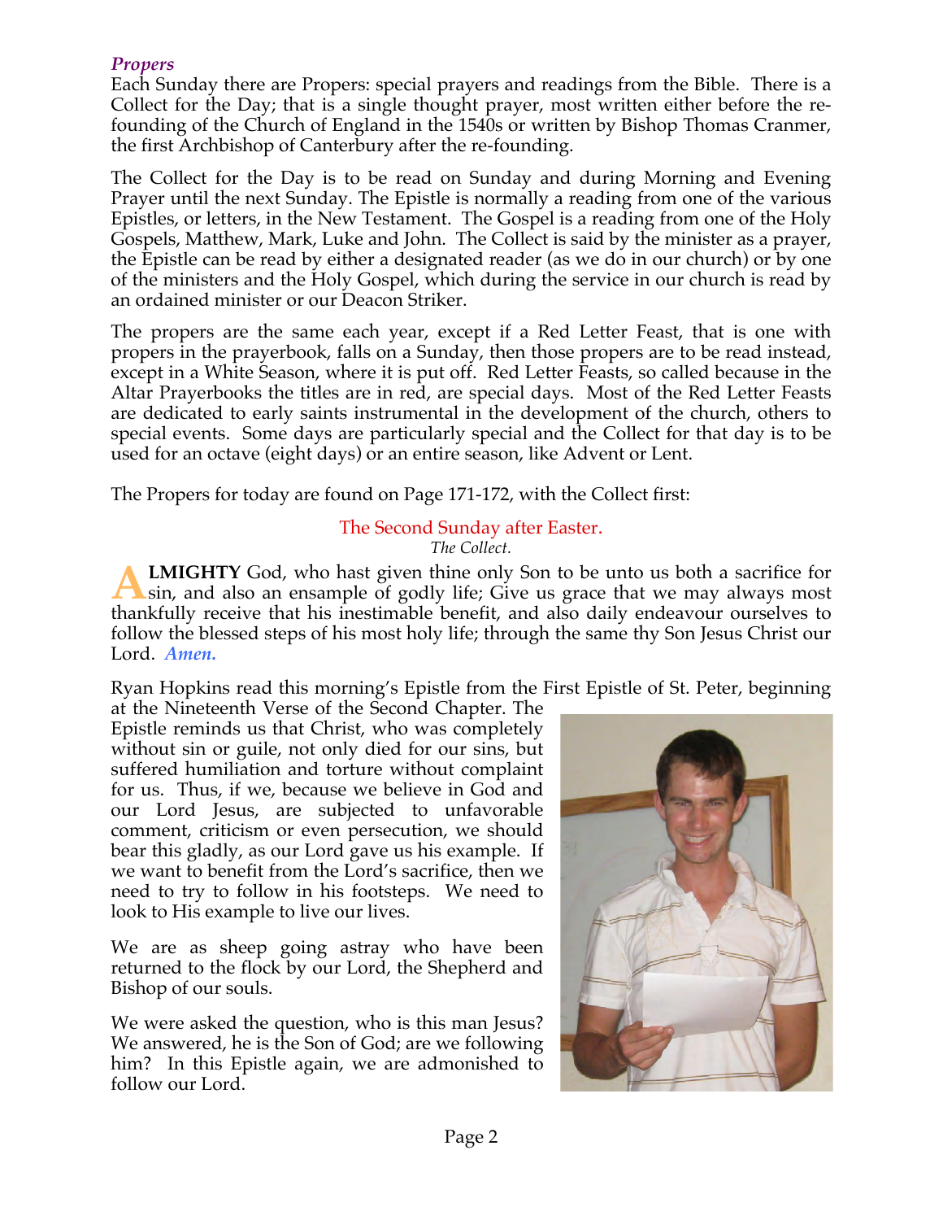### *Propers*

Each Sunday there are Propers: special prayers and readings from the Bible. There is a Collect for the Day; that is a single thought prayer, most written either before the re-founding of the Church of England in the 1540s or written by Bishop Thomas Cranmer, the first Archbishop of Canterbury after the re-founding.

The Collect for the Day is to be read on Sunday and during Morning and Evening Prayer until the next Sunday. The Epistle is normally a reading from one of the various Epistles, or letters, in the New Testament. The Gospel is a reading from one of the Holy Gospels, Matthew, Mark, Luke and John. The Collect is said by the minister as a prayer, the Epistle can be read by either a designated reader (as we do in our church) or by one of the ministers and the Holy Gospel, which during the service in our church is read by an ordained minister or our Deacon Striker.

The propers are the same each year, except if a Red Letter Feast, that is one with propers in the prayerbook, falls on a Sunday, then those propers are to be read instead, except in a White Season, where it is put off. Red Letter Feasts, so called because in the Altar Prayerbooks the titles are in red, are special days. Most of the Red Letter Feasts are dedicated to early saints instrumental in the development of the church, others to special events. Some days are particularly special and the Collect for that day is to be used for an octave (eight days) or an entire season, like Advent or Lent.

The Propers for today are found on Page 171-172, with the Collect first:

The Second Sunday after Easter.

*The Collect.*

**ALMIGHTY** God, who hast given thine only Son to be unto us both a sacrifice for sin, and also an ensample of godly life; Give us grace that we may always most thankfully receive that his inestimable benefit, and also daily endeavour ourselves to follow the blessed steps of his most holy life; through the same thy Son Jesus Christ our Lord. ***Amen.***

Ryan Hopkins read this morning's Epistle from the First Epistle of St. Peter, beginning at the Nineteenth Verse of the Second Chapter. The Epistle reminds us that Christ, who was completely without sin or guile, not only died for our sins, but suffered humiliation and torture without complaint for us. Thus, if we, because we believe in God and our Lord Jesus, are subjected to unfavorable comment, criticism or even persecution, we should bear this gladly, as our Lord gave us his example. If we want to benefit from the Lord's sacrifice, then we need to try to follow in his footsteps. We need to look to His example to live our lives.

We are as sheep going astray who have been returned to the flock by our Lord, the Shepherd and Bishop of our souls.

We were asked the question, who is this man Jesus? We answered, he is the Son of God; are we following him? In this Epistle again, we are admonished to follow our Lord.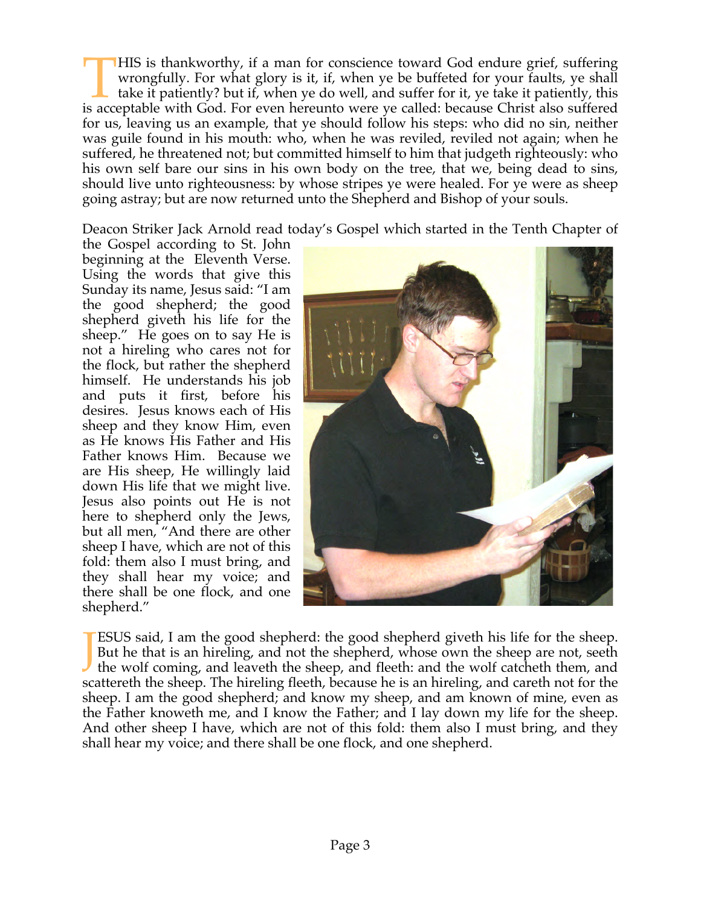THIS is thankworthy, if a man for conscience toward God endure grief, suffering wrongfully. For what glory is it, if, when ye be buffeted for your faults, ye shall take it patiently? but if, when ye do well, and suffer for it, ye take it patiently, this is acceptable with God. For even hereunto were ye called: because Christ also suffered for us, leaving us an example, that ye should follow his steps: who did no sin, neither was guile found in his mouth: who, when he was reviled, reviled not again; when he suffered, he threatened not; but committed himself to him that judgeth righteously: who his own self bare our sins in his own body on the tree, that we, being dead to sins, should live unto righteousness: by whose stripes ye were healed. For ye were as sheep going astray; but are now returned unto the Shepherd and Bishop of your souls.

Deacon Striker Jack Arnold read today's Gospel which started in the Tenth Chapter of the Gospel according to St. John beginning at the Eleventh Verse. Using the words that give this Sunday its name, Jesus said: "I am the good shepherd; the good shepherd giveth his life for the sheep." He goes on to say He is not a hireling who cares not for the flock, but rather the shepherd himself. He understands his job and puts it first, before his desires. Jesus knows each of His sheep and they know Him, even as He knows His Father and His Father knows Him. Because we are His sheep, He willingly laid down His life that we might live. Jesus also points out He is not here to shepherd only the Jews, but all men, "And there are other sheep I have, which are not of this fold: them also I must bring, and they shall hear my voice; and there shall be one flock, and one shepherd."

JESUS said, I am the good shepherd: the good shepherd giveth his life for the sheep. But he that is an hireling, and not the shepherd, whose own the sheep are not, seeth the wolf coming, and leaveth the sheep, and fleeth: and the wolf catcheth them, and scattereth the sheep. The hireling fleeth, because he is an hireling, and careth not for the sheep. I am the good shepherd; and know my sheep, and am known of mine, even as the Father knoweth me, and I know the Father; and I lay down my life for the sheep. And other sheep I have, which are not of this fold: them also I must bring, and they shall hear my voice; and there shall be one flock, and one shepherd.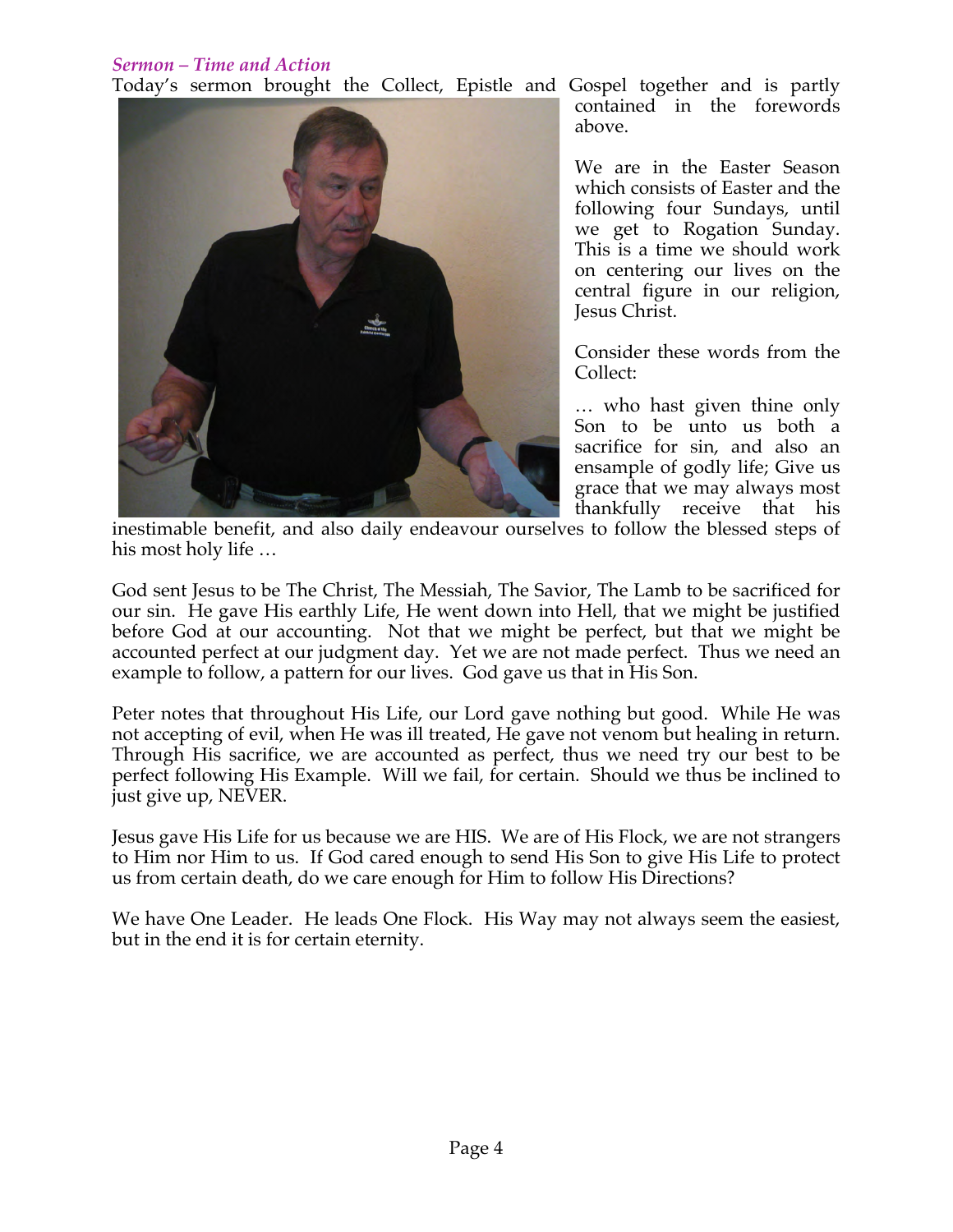*Sermon – Time and Action*

Today's sermon brought the Collect, Epistle and Gospel together and is partly contained in the forewords above.

We are in the Easter Season which consists of Easter and the following four Sundays, until we get to Rogation Sunday. This is a time we should work on centering our lives on the central figure in our religion, Jesus Christ.

Consider these words from the Collect:

… who hast given thine only Son to be unto us both a sacrifice for sin, and also an ensample of godly life; Give us grace that we may always most thankfully receive that his inestimable benefit, and also daily endeavour ourselves to follow the blessed steps of his most holy life …

God sent Jesus to be The Christ, The Messiah, The Savior, The Lamb to be sacrificed for our sin. He gave His earthly Life, He went down into Hell, that we might be justified before God at our accounting. Not that we might be perfect, but that we might be accounted perfect at our judgment day. Yet we are not made perfect. Thus we need an example to follow, a pattern for our lives. God gave us that in His Son.

Peter notes that throughout His Life, our Lord gave nothing but good. While He was not accepting of evil, when He was ill treated, He gave not venom but healing in return. Through His sacrifice, we are accounted as perfect, thus we need try our best to be perfect following His Example. Will we fail, for certain. Should we thus be inclined to just give up, NEVER.

Jesus gave His Life for us because we are HIS. We are of His Flock, we are not strangers to Him nor Him to us. If God cared enough to send His Son to give His Life to protect us from certain death, do we care enough for Him to follow His Directions?

We have One Leader. He leads One Flock. His Way may not always seem the easiest, but in the end it is for certain eternity.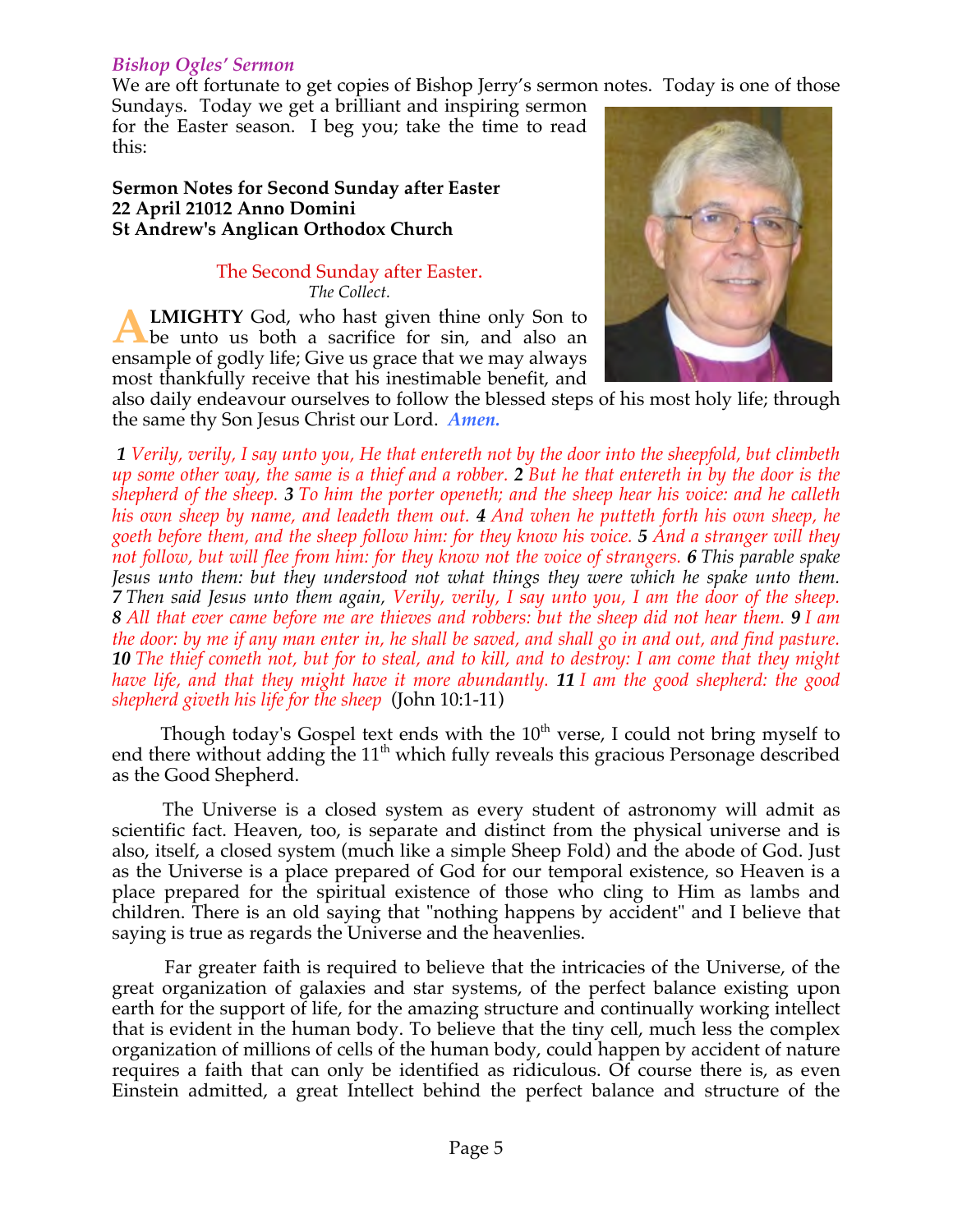*Bishop Ogles' Sermon*

We are oft fortunate to get copies of Bishop Jerry's sermon notes. Today is one of those Sundays. Today we get a brilliant and inspiring sermon for the Easter season. I beg you; take the time to read this:

**Sermon Notes for Second Sunday after Easter**
**22 April 21012 Anno Domini**
**St Andrew's Anglican Orthodox Church**

The Second Sunday after Easter.

*The Collect.*

**ALMIGHTY** God, who hast given thine only Son to be unto us both a sacrifice for sin, and also an ensample of godly life; Give us grace that we may always most thankfully receive that his inestimable benefit, and also daily endeavour ourselves to follow the blessed steps of his most holy life; through the same thy Son Jesus Christ our Lord. ***Amen.***

***1*** *Verily, verily, I say unto you, He that entereth not by the door into the sheepfold, but climbeth up some other way, the same is a thief and a robber.* ***2*** *But he that entereth in by the door is the shepherd of the sheep.* ***3*** *To him the porter openeth; and the sheep hear his voice: and he calleth his own sheep by name, and leadeth them out.* ***4*** *And when he putteth forth his own sheep, he goeth before them, and the sheep follow him: for they know his voice.* ***5*** *And a stranger will they not follow, but will flee from him: for they know not the voice of strangers.* ***6*** *This parable spake Jesus unto them: but they understood not what things they were which he spake unto them.* ***7*** *Then said Jesus unto them again, Verily, verily, I say unto you, I am the door of the sheep.* ***8*** *All that ever came before me are thieves and robbers: but the sheep did not hear them.* ***9*** *I am the door: by me if any man enter in, he shall be saved, and shall go in and out, and find pasture.* ***10*** *The thief cometh not, but for to steal, and to kill, and to destroy: I am come that they might have life, and that they might have it more abundantly.* ***11*** *I am the good shepherd: the good shepherd giveth his life for the sheep* (John 10:1-11)

Though today's Gospel text ends with the 10th verse, I could not bring myself to end there without adding the 11th which fully reveals this gracious Personage described as the Good Shepherd.

The Universe is a closed system as every student of astronomy will admit as scientific fact. Heaven, too, is separate and distinct from the physical universe and is also, itself, a closed system (much like a simple Sheep Fold) and the abode of God. Just as the Universe is a place prepared of God for our temporal existence, so Heaven is a place prepared for the spiritual existence of those who cling to Him as lambs and children. There is an old saying that "nothing happens by accident" and I believe that saying is true as regards the Universe and the heavenlies.

Far greater faith is required to believe that the intricacies of the Universe, of the great organization of galaxies and star systems, of the perfect balance existing upon earth for the support of life, for the amazing structure and continually working intellect that is evident in the human body. To believe that the tiny cell, much less the complex organization of millions of cells of the human body, could happen by accident of nature requires a faith that can only be identified as ridiculous. Of course there is, as even Einstein admitted, a great Intellect behind the perfect balance and structure of the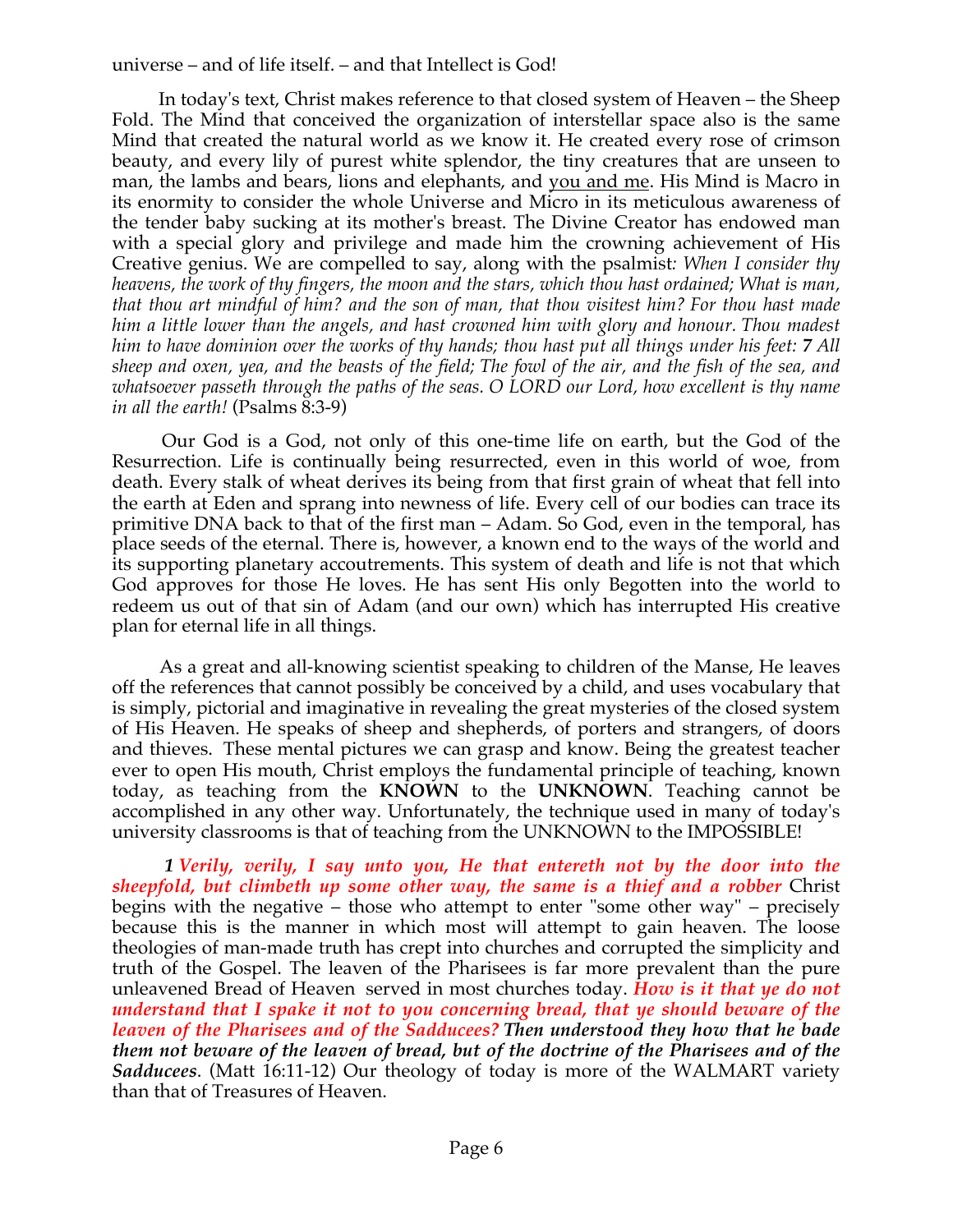universe – and of life itself. – and that Intellect is God!

In today's text, Christ makes reference to that closed system of Heaven – the Sheep Fold. The Mind that conceived the organization of interstellar space also is the same Mind that created the natural world as we know it. He created every rose of crimson beauty, and every lily of purest white splendor, the tiny creatures that are unseen to man, the lambs and bears, lions and elephants, and <u>you and me</u>. His Mind is Macro in its enormity to consider the whole Universe and Micro in its meticulous awareness of the tender baby sucking at its mother's breast. The Divine Creator has endowed man with a special glory and privilege and made him the crowning achievement of His Creative genius. We are compelled to say, along with the psalmist*: When I consider thy heavens, the work of thy fingers, the moon and the stars, which thou hast ordained; What is man, that thou art mindful of him? and the son of man, that thou visitest him? For thou hast made him a little lower than the angels, and hast crowned him with glory and honour. Thou madest him to have dominion over the works of thy hands; thou hast put all things under his feet:* ***7*** *All sheep and oxen, yea, and the beasts of the field; The fowl of the air, and the fish of the sea, and whatsoever passeth through the paths of the seas. O LORD our Lord, how excellent is thy name in all the earth!* (Psalms 8:3-9)

Our God is a God, not only of this one-time life on earth, but the God of the Resurrection. Life is continually being resurrected, even in this world of woe, from death. Every stalk of wheat derives its being from that first grain of wheat that fell into the earth at Eden and sprang into newness of life. Every cell of our bodies can trace its primitive DNA back to that of the first man – Adam. So God, even in the temporal, has place seeds of the eternal. There is, however, a known end to the ways of the world and its supporting planetary accoutrements. This system of death and life is not that which God approves for those He loves. He has sent His only Begotten into the world to redeem us out of that sin of Adam (and our own) which has interrupted His creative plan for eternal life in all things.

As a great and all-knowing scientist speaking to children of the Manse, He leaves off the references that cannot possibly be conceived by a child, and uses vocabulary that is simply, pictorial and imaginative in revealing the great mysteries of the closed system of His Heaven. He speaks of sheep and shepherds, of porters and strangers, of doors and thieves. These mental pictures we can grasp and know. Being the greatest teacher ever to open His mouth, Christ employs the fundamental principle of teaching, known today, as teaching from the **KNOWN** to the **UNKNOWN**. Teaching cannot be accomplished in any other way. Unfortunately, the technique used in many of today's university classrooms is that of teaching from the UNKNOWN to the IMPOSSIBLE!

***1*** ***Verily, verily, I say unto you, He that entereth not by the door into the sheepfold, but climbeth up some other way, the same is a thief and a robber*** Christ begins with the negative – those who attempt to enter "some other way" – precisely because this is the manner in which most will attempt to gain heaven. The loose theologies of man-made truth has crept into churches and corrupted the simplicity and truth of the Gospel. The leaven of the Pharisees is far more prevalent than the pure unleavened Bread of Heaven served in most churches today. ***How is it that ye do not understand that I spake it not to you concerning bread, that ye should beware of the leaven of the Pharisees and of the Sadducees? Then understood they how that he bade them not beware of the leaven of bread, but of the doctrine of the Pharisees and of the Sadducees***. (Matt 16:11-12) Our theology of today is more of the WALMART variety than that of Treasures of Heaven.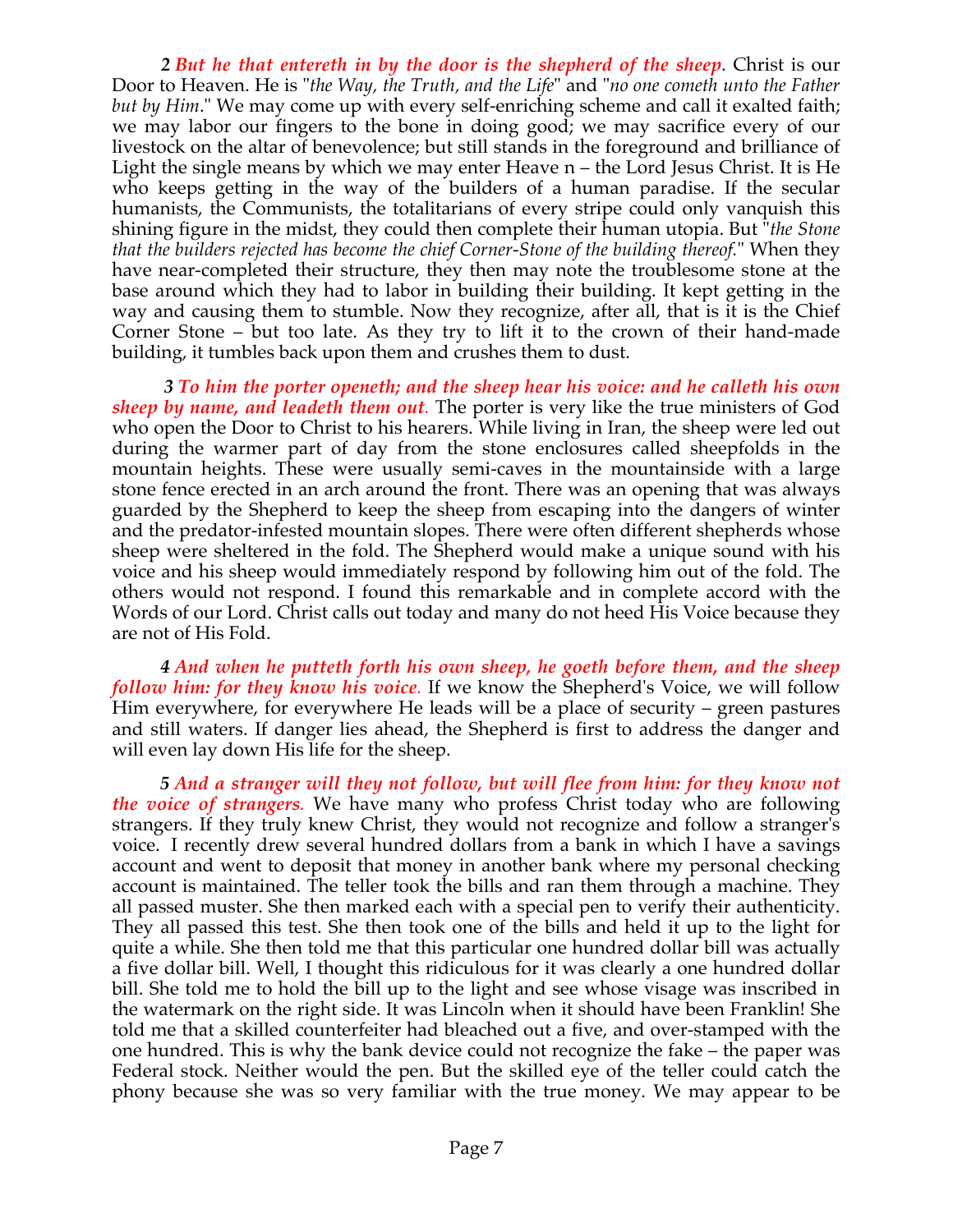***2 But he that entereth in by the door is the shepherd of the sheep***. Christ is our Door to Heaven. He is "*the Way, the Truth, and the Life*" and "*no one cometh unto the Father but by Him*." We may come up with every self-enriching scheme and call it exalted faith; we may labor our fingers to the bone in doing good; we may sacrifice every of our livestock on the altar of benevolence; but still stands in the foreground and brilliance of Light the single means by which we may enter Heave n – the Lord Jesus Christ. It is He who keeps getting in the way of the builders of a human paradise. If the secular humanists, the Communists, the totalitarians of every stripe could only vanquish this shining figure in the midst, they could then complete their human utopia. But "*the Stone that the builders rejected has become the chief Corner-Stone of the building thereof.*" When they have near-completed their structure, they then may note the troublesome stone at the base around which they had to labor in building their building. It kept getting in the way and causing them to stumble. Now they recognize, after all, that is it is the Chief Corner Stone – but too late. As they try to lift it to the crown of their hand-made building, it tumbles back upon them and crushes them to dust.

***3 To him the porter openeth; and the sheep hear his voice: and he calleth his own sheep by name, and leadeth them out.*** The porter is very like the true ministers of God who open the Door to Christ to his hearers. While living in Iran, the sheep were led out during the warmer part of day from the stone enclosures called sheepfolds in the mountain heights. These were usually semi-caves in the mountainside with a large stone fence erected in an arch around the front. There was an opening that was always guarded by the Shepherd to keep the sheep from escaping into the dangers of winter and the predator-infested mountain slopes. There were often different shepherds whose sheep were sheltered in the fold. The Shepherd would make a unique sound with his voice and his sheep would immediately respond by following him out of the fold. The others would not respond. I found this remarkable and in complete accord with the Words of our Lord. Christ calls out today and many do not heed His Voice because they are not of His Fold.

***4 And when he putteth forth his own sheep, he goeth before them, and the sheep follow him: for they know his voice.*** If we know the Shepherd's Voice, we will follow Him everywhere, for everywhere He leads will be a place of security – green pastures and still waters. If danger lies ahead, the Shepherd is first to address the danger and will even lay down His life for the sheep.

***5 And a stranger will they not follow, but will flee from him: for they know not the voice of strangers.*** We have many who profess Christ today who are following strangers. If they truly knew Christ, they would not recognize and follow a stranger's voice. I recently drew several hundred dollars from a bank in which I have a savings account and went to deposit that money in another bank where my personal checking account is maintained. The teller took the bills and ran them through a machine. They all passed muster. She then marked each with a special pen to verify their authenticity. They all passed this test. She then took one of the bills and held it up to the light for quite a while. She then told me that this particular one hundred dollar bill was actually a five dollar bill. Well, I thought this ridiculous for it was clearly a one hundred dollar bill. She told me to hold the bill up to the light and see whose visage was inscribed in the watermark on the right side. It was Lincoln when it should have been Franklin! She told me that a skilled counterfeiter had bleached out a five, and over-stamped with the one hundred. This is why the bank device could not recognize the fake – the paper was Federal stock. Neither would the pen. But the skilled eye of the teller could catch the phony because she was so very familiar with the true money. We may appear to be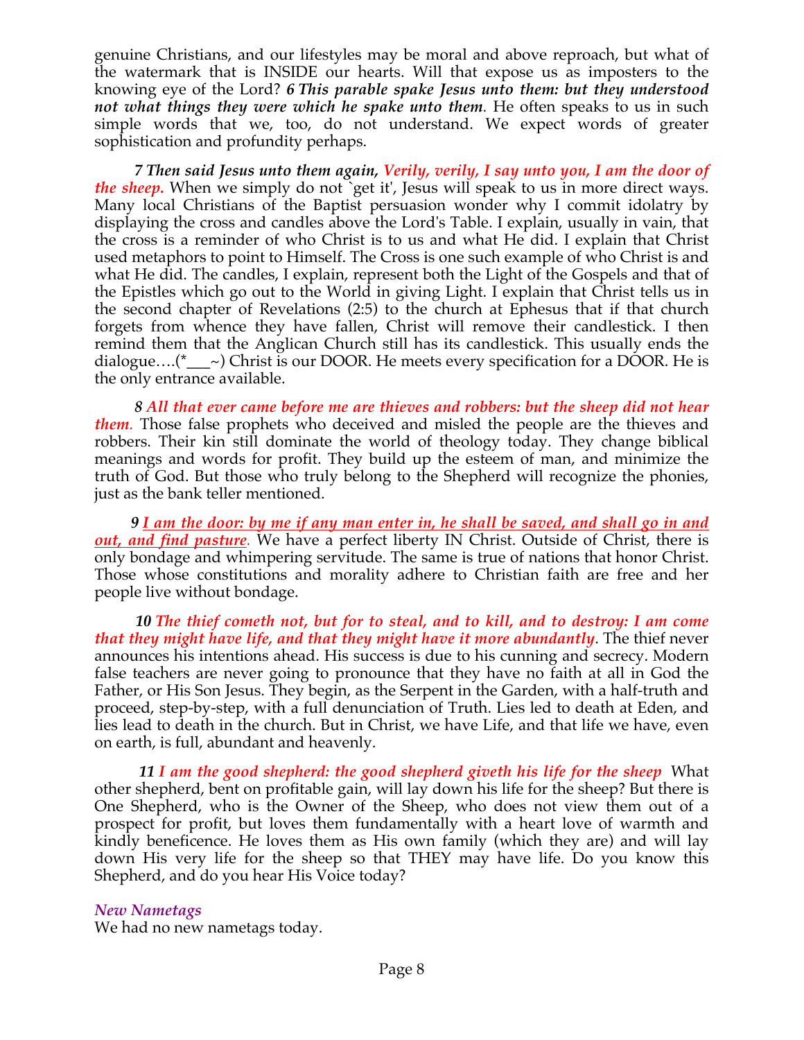genuine Christians, and our lifestyles may be moral and above reproach, but what of the watermark that is INSIDE our hearts. Will that expose us as imposters to the knowing eye of the Lord? ***6 This parable spake Jesus unto them: but they understood not what things they were which he spake unto them.*** He often speaks to us in such simple words that we, too, do not understand. We expect words of greater sophistication and profundity perhaps.

***7 Then said Jesus unto them again, Verily, verily, I say unto you, I am the door of the sheep.*** When we simply do not `get it', Jesus will speak to us in more direct ways. Many local Christians of the Baptist persuasion wonder why I commit idolatry by displaying the cross and candles above the Lord's Table. I explain, usually in vain, that the cross is a reminder of who Christ is to us and what He did. I explain that Christ used metaphors to point to Himself. The Cross is one such example of who Christ is and what He did. The candles, I explain, represent both the Light of the Gospels and that of the Epistles which go out to the World in giving Light. I explain that Christ tells us in the second chapter of Revelations (2:5) to the church at Ephesus that if that church forgets from whence they have fallen, Christ will remove their candlestick. I then remind them that the Anglican Church still has its candlestick. This usually ends the dialogue….(*___~) Christ is our DOOR. He meets every specification for a DOOR. He is the only entrance available.

***8 All that ever came before me are thieves and robbers: but the sheep did not hear them.*** Those false prophets who deceived and misled the people are the thieves and robbers. Their kin still dominate the world of theology today. They change biblical meanings and words for profit. They build up the esteem of man, and minimize the truth of God. But those who truly belong to the Shepherd will recognize the phonies, just as the bank teller mentioned.

***9 <u>I am the door: by me if any man enter in, he shall be saved, and shall go in and out, and find pasture</u>.*** We have a perfect liberty IN Christ. Outside of Christ, there is only bondage and whimpering servitude. The same is true of nations that honor Christ. Those whose constitutions and morality adhere to Christian faith are free and her people live without bondage.

***10 The thief cometh not, but for to steal, and to kill, and to destroy: I am come that they might have life, and that they might have it more abundantly***. The thief never announces his intentions ahead. His success is due to his cunning and secrecy. Modern false teachers are never going to pronounce that they have no faith at all in God the Father, or His Son Jesus. They begin, as the Serpent in the Garden, with a half-truth and proceed, step-by-step, with a full denunciation of Truth. Lies led to death at Eden, and lies lead to death in the church. But in Christ, we have Life, and that life we have, even on earth, is full, abundant and heavenly.

***11 I am the good shepherd: the good shepherd giveth his life for the sheep*** What other shepherd, bent on profitable gain, will lay down his life for the sheep? But there is One Shepherd, who is the Owner of the Sheep, who does not view them out of a prospect for profit, but loves them fundamentally with a heart love of warmth and kindly beneficence. He loves them as His own family (which they are) and will lay down His very life for the sheep so that THEY may have life. Do you know this Shepherd, and do you hear His Voice today?

*New Nametags*

We had no new nametags today.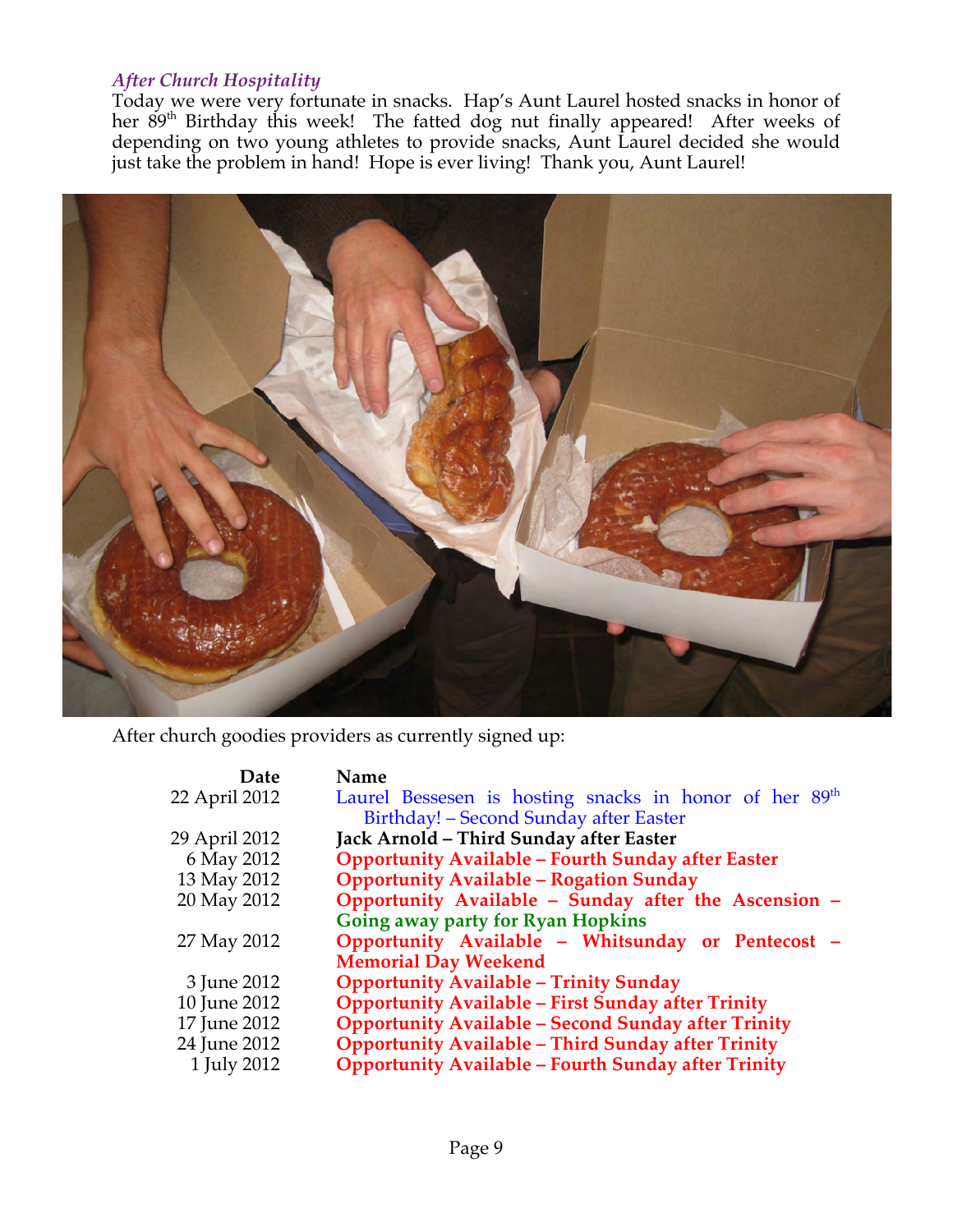*After Church Hospitality*

Today we were very fortunate in snacks. Hap's Aunt Laurel hosted snacks in honor of her 89th Birthday this week! The fatted dog nut finally appeared! After weeks of depending on two young athletes to provide snacks, Aunt Laurel decided she would just take the problem in hand! Hope is ever living! Thank you, Aunt Laurel!

After church goodies providers as currently signed up:

| Date | Name |
|---|---|
| 22 April 2012 | Laurel Bessesen is hosting snacks in honor of her 89th Birthday! – Second Sunday after Easter |
| 29 April 2012 | **Jack Arnold – Third Sunday after Easter** |
| 6 May 2012 | **Opportunity Available – Fourth Sunday after Easter** |
| 13 May 2012 | **Opportunity Available – Rogation Sunday** |
| 20 May 2012 | **Opportunity Available – Sunday after the Ascension – Going away party for Ryan Hopkins** |
| 27 May 2012 | **Opportunity Available – Whitsunday or Pentecost – Memorial Day Weekend** |
| 3 June 2012 | **Opportunity Available – Trinity Sunday** |
| 10 June 2012 | **Opportunity Available – First Sunday after Trinity** |
| 17 June 2012 | **Opportunity Available – Second Sunday after Trinity** |
| 24 June 2012 | **Opportunity Available – Third Sunday after Trinity** |
| 1 July 2012 | **Opportunity Available – Fourth Sunday after Trinity** |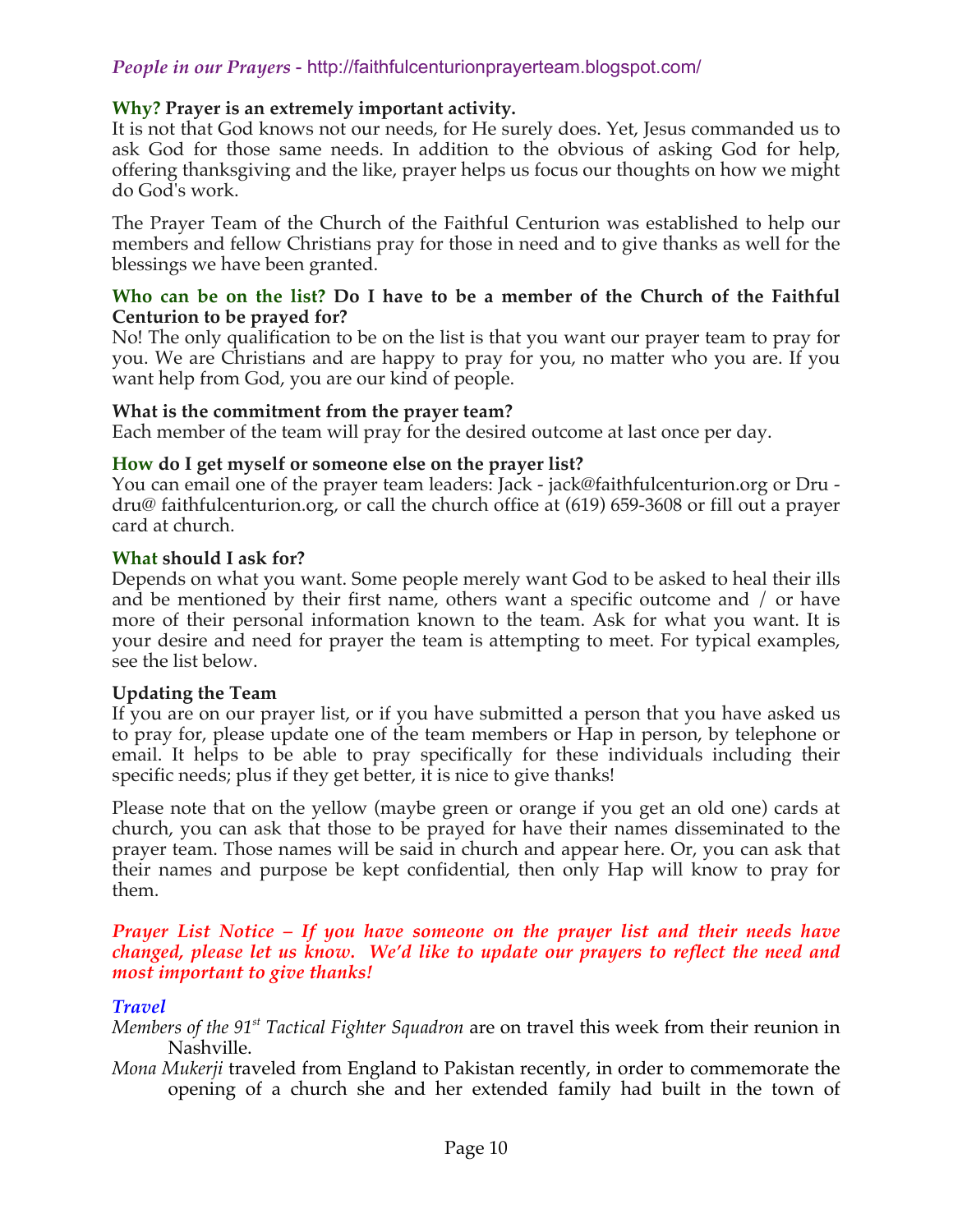## *People in our Prayers* - http://faithfulcenturionprayerteam.blogspot.com/

**Why? Prayer is an extremely important activity.**
It is not that God knows not our needs, for He surely does. Yet, Jesus commanded us to ask God for those same needs. In addition to the obvious of asking God for help, offering thanksgiving and the like, prayer helps us focus our thoughts on how we might do God's work.

The Prayer Team of the Church of the Faithful Centurion was established to help our members and fellow Christians pray for those in need and to give thanks as well for the blessings we have been granted.

**Who can be on the list? Do I have to be a member of the Church of the Faithful Centurion to be prayed for?**
No! The only qualification to be on the list is that you want our prayer team to pray for you. We are Christians and are happy to pray for you, no matter who you are. If you want help from God, you are our kind of people.

**What is the commitment from the prayer team?**
Each member of the team will pray for the desired outcome at last once per day.

**How do I get myself or someone else on the prayer list?**
You can email one of the prayer team leaders: Jack - jack@faithfulcenturion.org or Dru - dru@ faithfulcenturion.org, or call the church office at (619) 659-3608 or fill out a prayer card at church.

**What should I ask for?**
Depends on what you want. Some people merely want God to be asked to heal their ills and be mentioned by their first name, others want a specific outcome and / or have more of their personal information known to the team. Ask for what you want. It is your desire and need for prayer the team is attempting to meet. For typical examples, see the list below.

**Updating the Team**
If you are on our prayer list, or if you have submitted a person that you have asked us to pray for, please update one of the team members or Hap in person, by telephone or email. It helps to be able to pray specifically for these individuals including their specific needs; plus if they get better, it is nice to give thanks!

Please note that on the yellow (maybe green or orange if you get an old one) cards at church, you can ask that those to be prayed for have their names disseminated to the prayer team. Those names will be said in church and appear here. Or, you can ask that their names and purpose be kept confidential, then only Hap will know to pray for them.

***Prayer List Notice – If you have someone on the prayer list and their needs have changed, please let us know. We'd like to update our prayers to reflect the need and most important to give thanks!***

### *Travel*

*Members of the 91st Tactical Fighter Squadron* are on travel this week from their reunion in Nashville.

*Mona Mukerji* traveled from England to Pakistan recently, in order to commemorate the opening of a church she and her extended family had built in the town of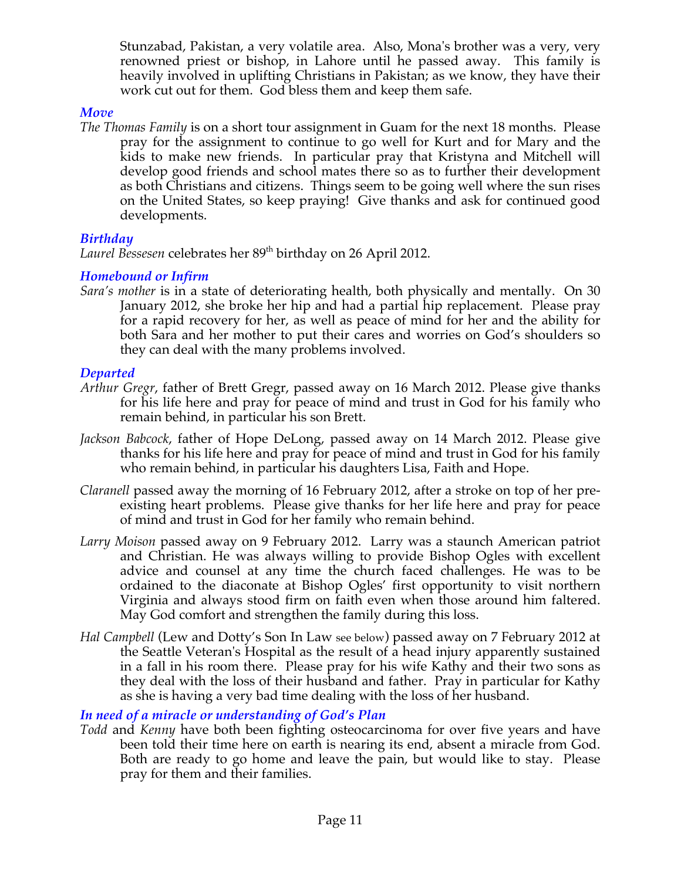Stunzabad, Pakistan, a very volatile area. Also, Mona's brother was a very, very renowned priest or bishop, in Lahore until he passed away. This family is heavily involved in uplifting Christians in Pakistan; as we know, they have their work cut out for them. God bless them and keep them safe.

### *Move*

*The Thomas Family* is on a short tour assignment in Guam for the next 18 months. Please pray for the assignment to continue to go well for Kurt and for Mary and the kids to make new friends. In particular pray that Kristyna and Mitchell will develop good friends and school mates there so as to further their development as both Christians and citizens. Things seem to be going well where the sun rises on the United States, so keep praying! Give thanks and ask for continued good developments.

### *Birthday*

*Laurel Bessesen* celebrates her 89th birthday on 26 April 2012.

### *Homebound or Infirm*

*Sara's mother* is in a state of deteriorating health, both physically and mentally. On 30 January 2012, she broke her hip and had a partial hip replacement. Please pray for a rapid recovery for her, as well as peace of mind for her and the ability for both Sara and her mother to put their cares and worries on God's shoulders so they can deal with the many problems involved.

### *Departed*

*Arthur Gregr*, father of Brett Gregr, passed away on 16 March 2012. Please give thanks for his life here and pray for peace of mind and trust in God for his family who remain behind, in particular his son Brett.

*Jackson Babcock*, father of Hope DeLong, passed away on 14 March 2012. Please give thanks for his life here and pray for peace of mind and trust in God for his family who remain behind, in particular his daughters Lisa, Faith and Hope.

*Claranell* passed away the morning of 16 February 2012, after a stroke on top of her pre-existing heart problems. Please give thanks for her life here and pray for peace of mind and trust in God for her family who remain behind.

*Larry Moison* passed away on 9 February 2012. Larry was a staunch American patriot and Christian. He was always willing to provide Bishop Ogles with excellent advice and counsel at any time the church faced challenges. He was to be ordained to the diaconate at Bishop Ogles' first opportunity to visit northern Virginia and always stood firm on faith even when those around him faltered. May God comfort and strengthen the family during this loss.

*Hal Campbell* (Lew and Dotty's Son In Law see below) passed away on 7 February 2012 at the Seattle Veteran's Hospital as the result of a head injury apparently sustained in a fall in his room there. Please pray for his wife Kathy and their two sons as they deal with the loss of their husband and father. Pray in particular for Kathy as she is having a very bad time dealing with the loss of her husband.

### *In need of a miracle or understanding of God's Plan*

*Todd* and *Kenny* have both been fighting osteocarcinoma for over five years and have been told their time here on earth is nearing its end, absent a miracle from God. Both are ready to go home and leave the pain, but would like to stay. Please pray for them and their families.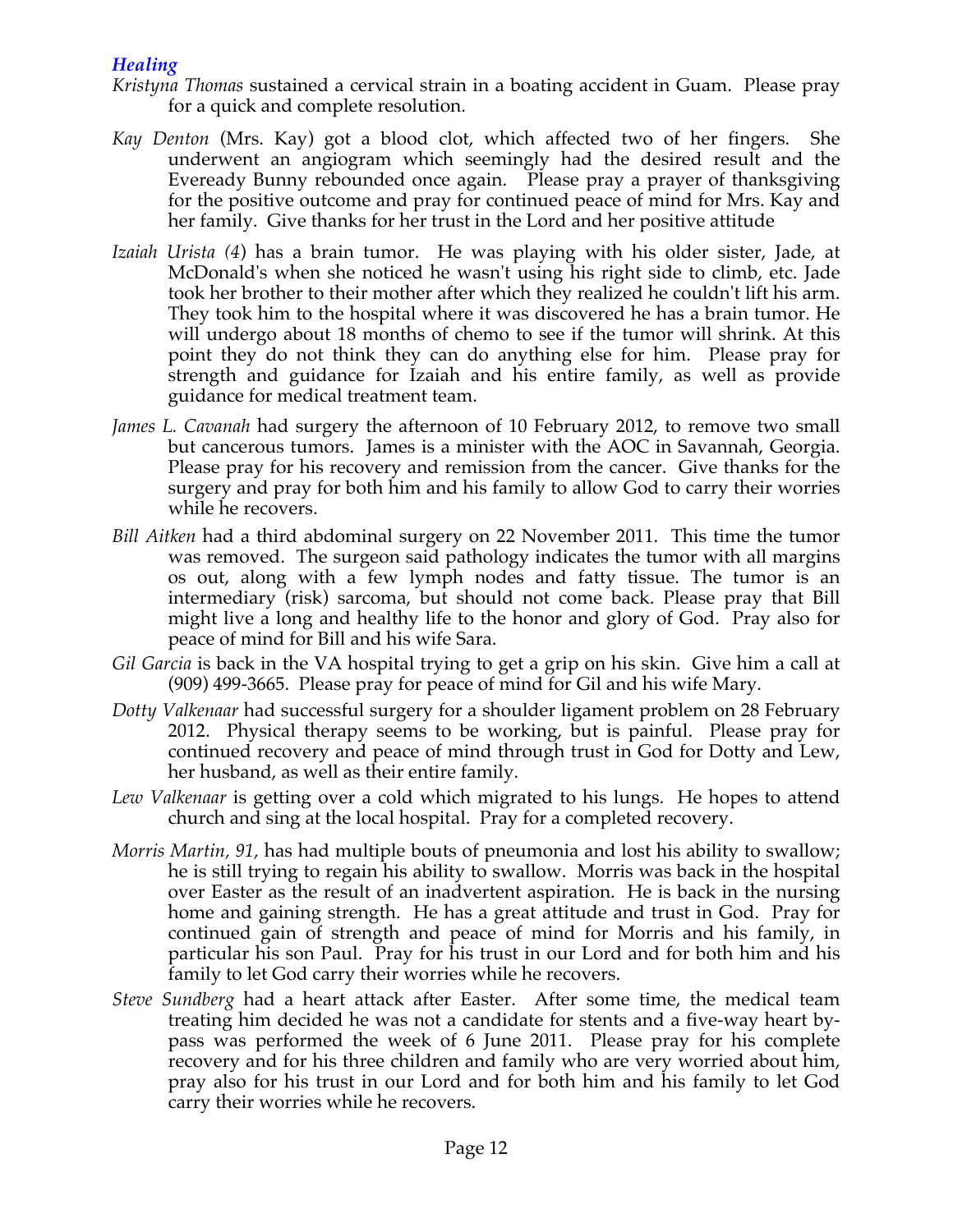### *Healing*

*Kristyna Thomas* sustained a cervical strain in a boating accident in Guam. Please pray for a quick and complete resolution.

*Kay Denton* (Mrs. Kay) got a blood clot, which affected two of her fingers. She underwent an angiogram which seemingly had the desired result and the Eveready Bunny rebounded once again. Please pray a prayer of thanksgiving for the positive outcome and pray for continued peace of mind for Mrs. Kay and her family. Give thanks for her trust in the Lord and her positive attitude

*Izaiah Urista (4*) has a brain tumor. He was playing with his older sister, Jade, at McDonald's when she noticed he wasn't using his right side to climb, etc. Jade took her brother to their mother after which they realized he couldn't lift his arm. They took him to the hospital where it was discovered he has a brain tumor. He will undergo about 18 months of chemo to see if the tumor will shrink. At this point they do not think they can do anything else for him. Please pray for strength and guidance for Izaiah and his entire family, as well as provide guidance for medical treatment team.

*James L. Cavanah* had surgery the afternoon of 10 February 2012, to remove two small but cancerous tumors. James is a minister with the AOC in Savannah, Georgia. Please pray for his recovery and remission from the cancer. Give thanks for the surgery and pray for both him and his family to allow God to carry their worries while he recovers.

*Bill Aitken* had a third abdominal surgery on 22 November 2011. This time the tumor was removed. The surgeon said pathology indicates the tumor with all margins os out, along with a few lymph nodes and fatty tissue. The tumor is an intermediary (risk) sarcoma, but should not come back. Please pray that Bill might live a long and healthy life to the honor and glory of God. Pray also for peace of mind for Bill and his wife Sara.

*Gil Garcia* is back in the VA hospital trying to get a grip on his skin. Give him a call at (909) 499-3665. Please pray for peace of mind for Gil and his wife Mary.

*Dotty Valkenaar* had successful surgery for a shoulder ligament problem on 28 February 2012. Physical therapy seems to be working, but is painful. Please pray for continued recovery and peace of mind through trust in God for Dotty and Lew, her husband, as well as their entire family.

*Lew Valkenaar* is getting over a cold which migrated to his lungs. He hopes to attend church and sing at the local hospital. Pray for a completed recovery.

*Morris Martin, 91,* has had multiple bouts of pneumonia and lost his ability to swallow; he is still trying to regain his ability to swallow. Morris was back in the hospital over Easter as the result of an inadvertent aspiration. He is back in the nursing home and gaining strength. He has a great attitude and trust in God. Pray for continued gain of strength and peace of mind for Morris and his family, in particular his son Paul. Pray for his trust in our Lord and for both him and his family to let God carry their worries while he recovers.

*Steve Sundberg* had a heart attack after Easter. After some time, the medical team treating him decided he was not a candidate for stents and a five-way heart by-pass was performed the week of 6 June 2011. Please pray for his complete recovery and for his three children and family who are very worried about him, pray also for his trust in our Lord and for both him and his family to let God carry their worries while he recovers.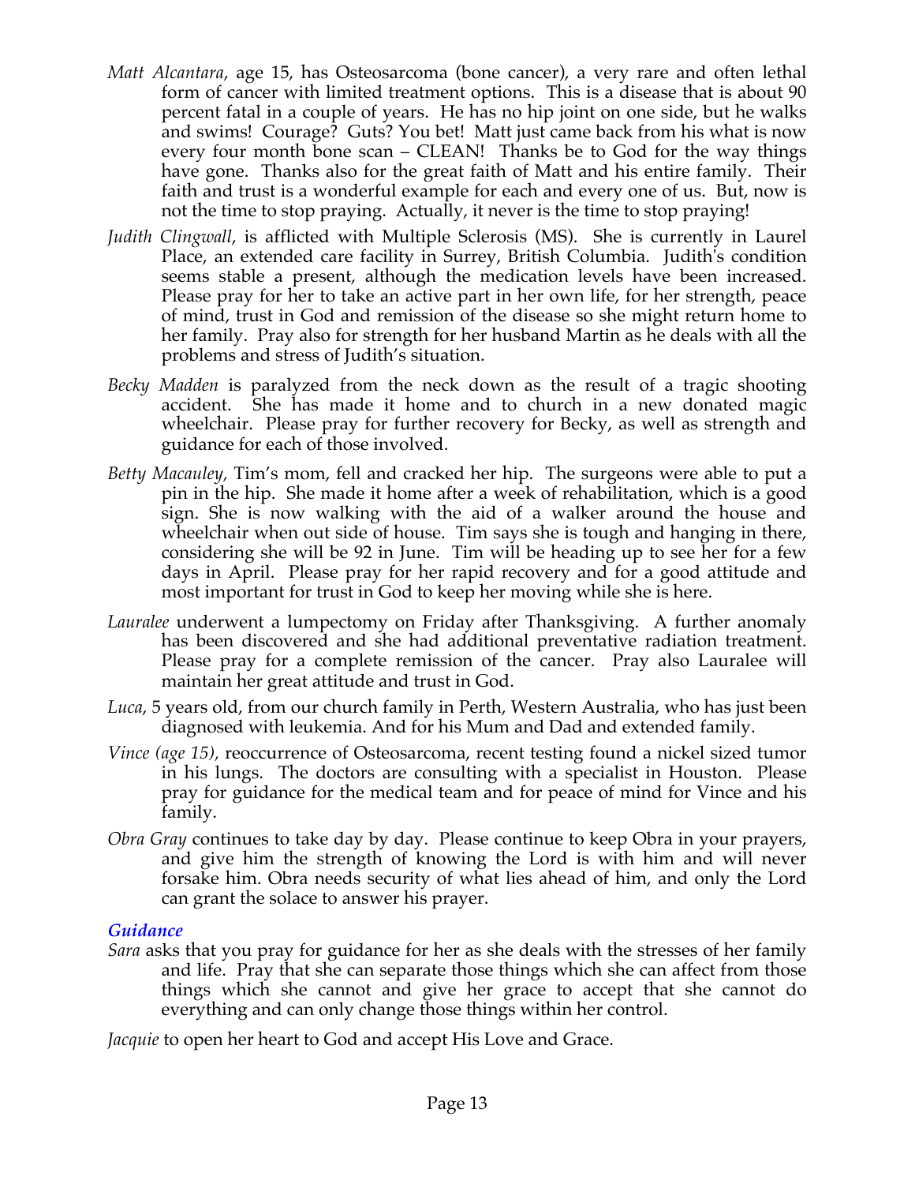*Matt Alcantara*, age 15, has Osteosarcoma (bone cancer), a very rare and often lethal form of cancer with limited treatment options. This is a disease that is about 90 percent fatal in a couple of years. He has no hip joint on one side, but he walks and swims! Courage? Guts? You bet! Matt just came back from his what is now every four month bone scan – CLEAN! Thanks be to God for the way things have gone. Thanks also for the great faith of Matt and his entire family. Their faith and trust is a wonderful example for each and every one of us. But, now is not the time to stop praying. Actually, it never is the time to stop praying!

*Judith Clingwall*, is afflicted with Multiple Sclerosis (MS). She is currently in Laurel Place, an extended care facility in Surrey, British Columbia. Judith's condition seems stable a present, although the medication levels have been increased. Please pray for her to take an active part in her own life, for her strength, peace of mind, trust in God and remission of the disease so she might return home to her family. Pray also for strength for her husband Martin as he deals with all the problems and stress of Judith's situation.

*Becky Madden* is paralyzed from the neck down as the result of a tragic shooting accident. She has made it home and to church in a new donated magic wheelchair. Please pray for further recovery for Becky, as well as strength and guidance for each of those involved.

*Betty Macauley*, Tim's mom, fell and cracked her hip. The surgeons were able to put a pin in the hip. She made it home after a week of rehabilitation, which is a good sign. She is now walking with the aid of a walker around the house and wheelchair when out side of house. Tim says she is tough and hanging in there, considering she will be 92 in June. Tim will be heading up to see her for a few days in April. Please pray for her rapid recovery and for a good attitude and most important for trust in God to keep her moving while she is here.

*Lauralee* underwent a lumpectomy on Friday after Thanksgiving. A further anomaly has been discovered and she had additional preventative radiation treatment. Please pray for a complete remission of the cancer. Pray also Lauralee will maintain her great attitude and trust in God.

*Luca*, 5 years old, from our church family in Perth, Western Australia, who has just been diagnosed with leukemia. And for his Mum and Dad and extended family.

*Vince (age 15),* reoccurrence of Osteosarcoma, recent testing found a nickel sized tumor in his lungs. The doctors are consulting with a specialist in Houston. Please pray for guidance for the medical team and for peace of mind for Vince and his family.

*Obra Gray* continues to take day by day. Please continue to keep Obra in your prayers, and give him the strength of knowing the Lord is with him and will never forsake him. Obra needs security of what lies ahead of him, and only the Lord can grant the solace to answer his prayer.

### *Guidance*

*Sara* asks that you pray for guidance for her as she deals with the stresses of her family and life. Pray that she can separate those things which she can affect from those things which she cannot and give her grace to accept that she cannot do everything and can only change those things within her control.

*Jacquie* to open her heart to God and accept His Love and Grace.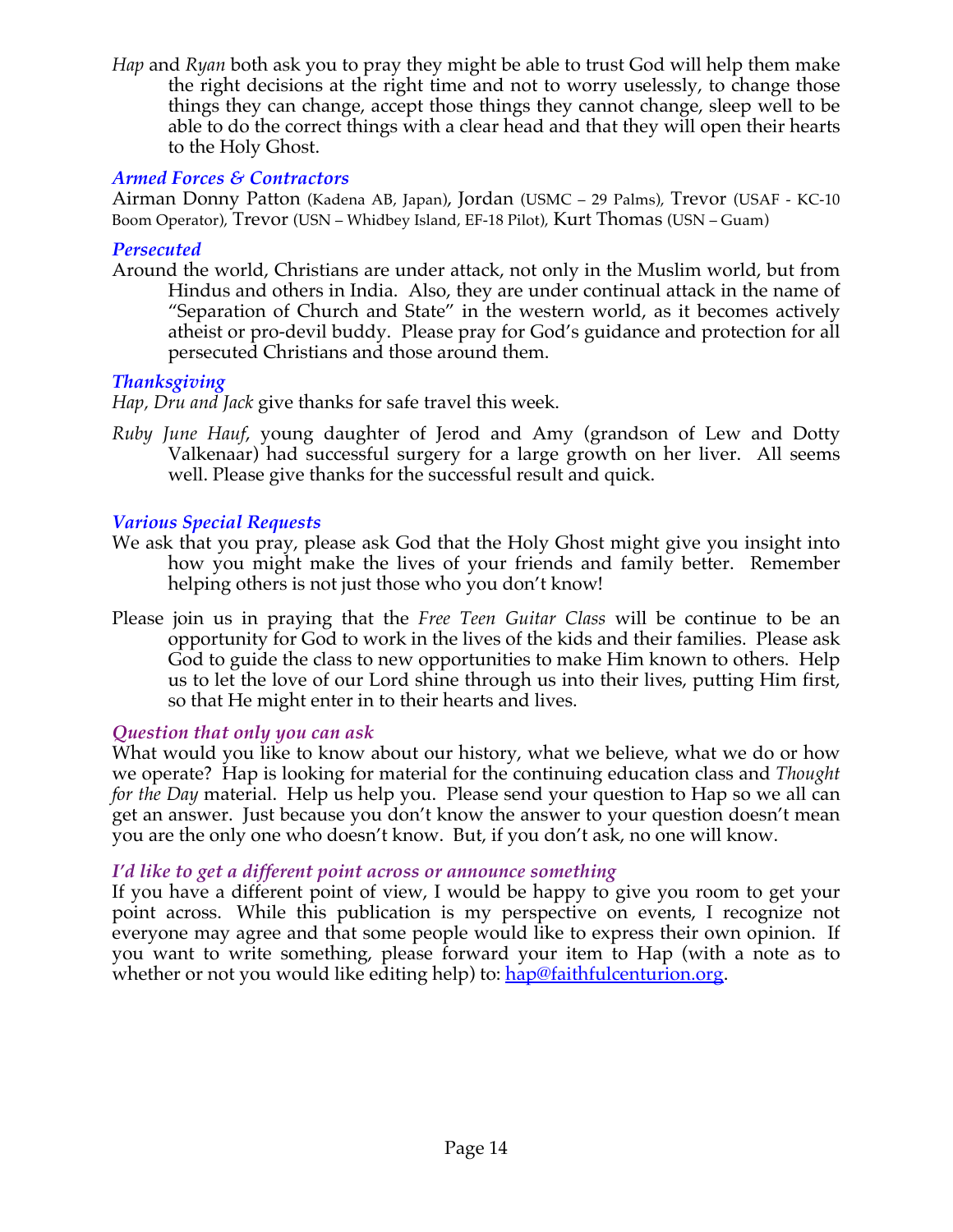*Hap* and *Ryan* both ask you to pray they might be able to trust God will help them make the right decisions at the right time and not to worry uselessly, to change those things they can change, accept those things they cannot change, sleep well to be able to do the correct things with a clear head and that they will open their hearts to the Holy Ghost.

### *Armed Forces & Contractors*

Airman Donny Patton (Kadena AB, Japan), Jordan (USMC – 29 Palms), Trevor (USAF - KC-10 Boom Operator), Trevor (USN – Whidbey Island, EF-18 Pilot), Kurt Thomas (USN – Guam)

### *Persecuted*

Around the world, Christians are under attack, not only in the Muslim world, but from Hindus and others in India. Also, they are under continual attack in the name of "Separation of Church and State" in the western world, as it becomes actively atheist or pro-devil buddy. Please pray for God's guidance and protection for all persecuted Christians and those around them.

### *Thanksgiving*

*Hap, Dru and Jack* give thanks for safe travel this week.

*Ruby June Hauf*, young daughter of Jerod and Amy (grandson of Lew and Dotty Valkenaar) had successful surgery for a large growth on her liver. All seems well. Please give thanks for the successful result and quick.

### *Various Special Requests*

We ask that you pray, please ask God that the Holy Ghost might give you insight into how you might make the lives of your friends and family better. Remember helping others is not just those who you don't know!

Please join us in praying that the *Free Teen Guitar Class* will be continue to be an opportunity for God to work in the lives of the kids and their families. Please ask God to guide the class to new opportunities to make Him known to others. Help us to let the love of our Lord shine through us into their lives, putting Him first, so that He might enter in to their hearts and lives.

### *Question that only you can ask*

What would you like to know about our history, what we believe, what we do or how we operate? Hap is looking for material for the continuing education class and *Thought for the Day* material. Help us help you. Please send your question to Hap so we all can get an answer. Just because you don't know the answer to your question doesn't mean you are the only one who doesn't know. But, if you don't ask, no one will know.

### *I'd like to get a different point across or announce something*

If you have a different point of view, I would be happy to give you room to get your point across. While this publication is my perspective on events, I recognize not everyone may agree and that some people would like to express their own opinion. If you want to write something, please forward your item to Hap (with a note as to whether or not you would like editing help) to: hap@faithfulcenturion.org.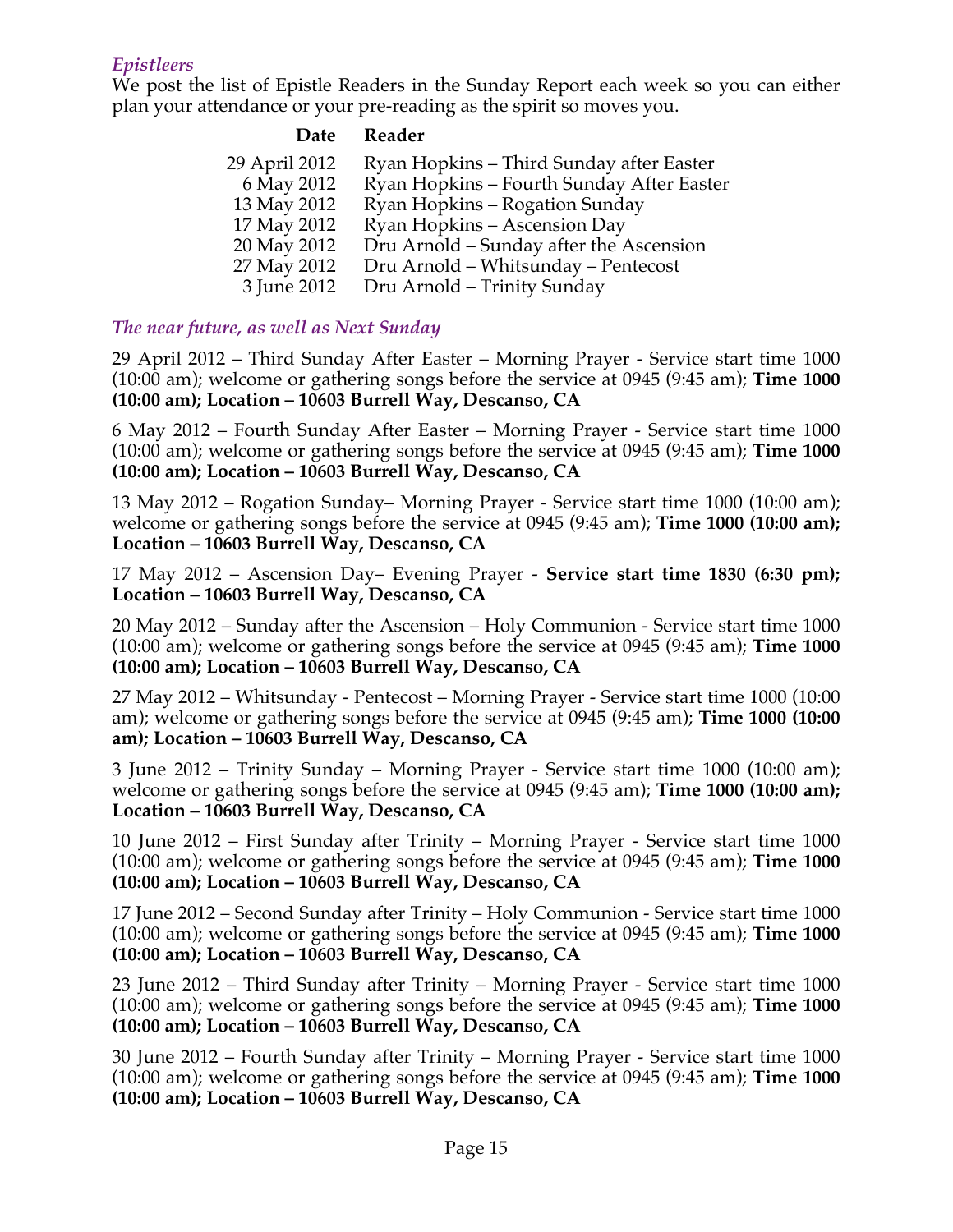### *Epistleers*

We post the list of Epistle Readers in the Sunday Report each week so you can either plan your attendance or your pre-reading as the spirit so moves you.

| Date | Reader |
| --- | --- |
| 29 April 2012 | Ryan Hopkins – Third Sunday after Easter |
| 6 May 2012 | Ryan Hopkins – Fourth Sunday After Easter |
| 13 May 2012 | Ryan Hopkins – Rogation Sunday |
| 17 May 2012 | Ryan Hopkins – Ascension Day |
| 20 May 2012 | Dru Arnold – Sunday after the Ascension |
| 27 May 2012 | Dru Arnold – Whitsunday – Pentecost |
| 3 June 2012 | Dru Arnold – Trinity Sunday |

### *The near future, as well as Next Sunday*

29 April 2012 – Third Sunday After Easter – Morning Prayer - Service start time 1000 (10:00 am); welcome or gathering songs before the service at 0945 (9:45 am); **Time 1000 (10:00 am); Location – 10603 Burrell Way, Descanso, CA**

6 May 2012 – Fourth Sunday After Easter – Morning Prayer - Service start time 1000 (10:00 am); welcome or gathering songs before the service at 0945 (9:45 am); **Time 1000 (10:00 am); Location – 10603 Burrell Way, Descanso, CA**

13 May 2012 – Rogation Sunday– Morning Prayer - Service start time 1000 (10:00 am); welcome or gathering songs before the service at 0945 (9:45 am); **Time 1000 (10:00 am); Location – 10603 Burrell Way, Descanso, CA**

17 May 2012 – Ascension Day– Evening Prayer - **Service start time 1830 (6:30 pm); Location – 10603 Burrell Way, Descanso, CA**

20 May 2012 – Sunday after the Ascension – Holy Communion - Service start time 1000 (10:00 am); welcome or gathering songs before the service at 0945 (9:45 am); **Time 1000 (10:00 am); Location – 10603 Burrell Way, Descanso, CA**

27 May 2012 – Whitsunday - Pentecost – Morning Prayer - Service start time 1000 (10:00 am); welcome or gathering songs before the service at 0945 (9:45 am); **Time 1000 (10:00 am); Location – 10603 Burrell Way, Descanso, CA**

3 June 2012 – Trinity Sunday – Morning Prayer - Service start time 1000 (10:00 am); welcome or gathering songs before the service at 0945 (9:45 am); **Time 1000 (10:00 am); Location – 10603 Burrell Way, Descanso, CA**

10 June 2012 – First Sunday after Trinity – Morning Prayer - Service start time 1000 (10:00 am); welcome or gathering songs before the service at 0945 (9:45 am); **Time 1000 (10:00 am); Location – 10603 Burrell Way, Descanso, CA**

17 June 2012 – Second Sunday after Trinity – Holy Communion - Service start time 1000 (10:00 am); welcome or gathering songs before the service at 0945 (9:45 am); **Time 1000 (10:00 am); Location – 10603 Burrell Way, Descanso, CA**

23 June 2012 – Third Sunday after Trinity – Morning Prayer - Service start time 1000 (10:00 am); welcome or gathering songs before the service at 0945 (9:45 am); **Time 1000 (10:00 am); Location – 10603 Burrell Way, Descanso, CA**

30 June 2012 – Fourth Sunday after Trinity – Morning Prayer - Service start time 1000 (10:00 am); welcome or gathering songs before the service at 0945 (9:45 am); **Time 1000 (10:00 am); Location – 10603 Burrell Way, Descanso, CA**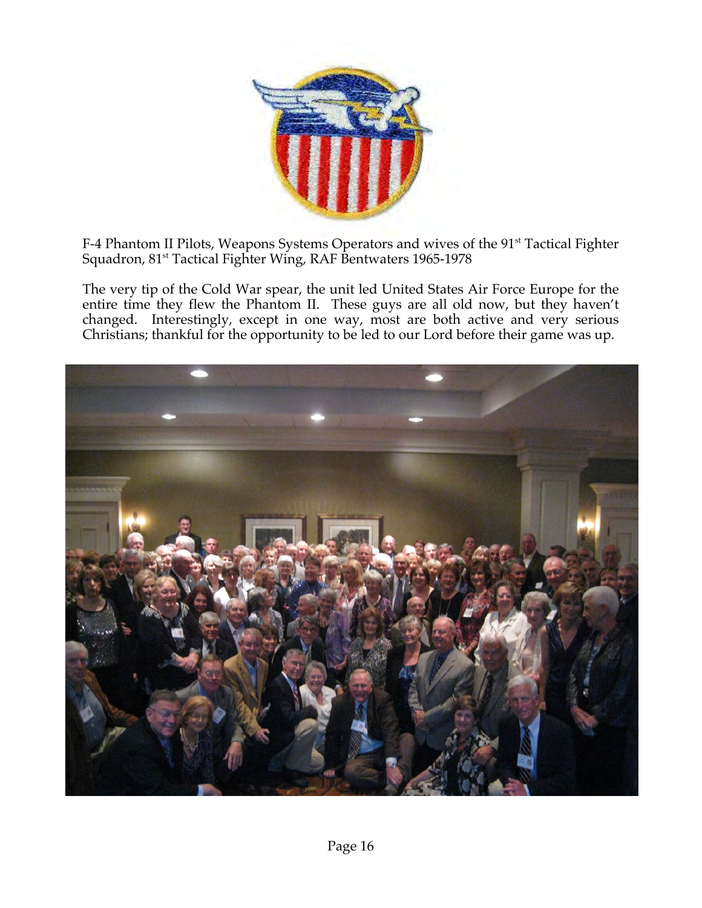F-4 Phantom II Pilots, Weapons Systems Operators and wives of the 91st Tactical Fighter Squadron, 81st Tactical Fighter Wing, RAF Bentwaters 1965-1978

The very tip of the Cold War spear, the unit led United States Air Force Europe for the entire time they flew the Phantom II. These guys are all old now, but they haven't changed. Interestingly, except in one way, most are both active and very serious Christians; thankful for the opportunity to be led to our Lord before their game was up.